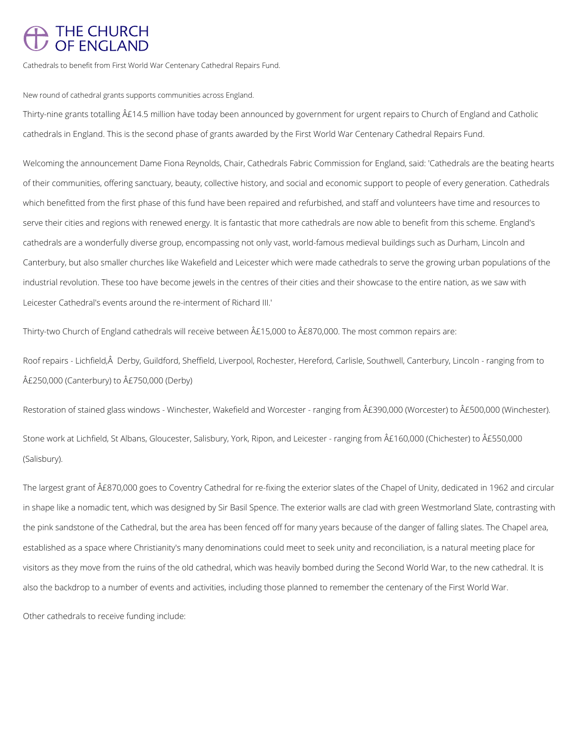# THE CHURCH OF ENGLAND

Cathedrals to benefit from First World War Centenary Cathedral Repairs Fund.

New round of cathedral grants supports communities across England.

Thirty-nine grants totalling Â£14.5 million have today been announced by government for urgent repairs to Church of England and Catholic cathedrals in England. This is the second phase of grants awarded by the First World War Centenary Cathedral Repairs Fund.

Welcoming the announcement Dame Fiona Reynolds, Chair, Cathedrals Fabric Commission for England, said: 'Cathedrals are the beating hearts of their communities, offering sanctuary, beauty, collective history, and social and economic support to people of every generation. Cathedrals which benefitted from the first phase of this fund have been repaired and refurbished, and staff and volunteers have time and resources to serve their cities and regions with renewed energy. It is fantastic that more cathedrals are now able to benefit from this scheme. England's cathedrals are a wonderfully diverse group, encompassing not only vast, world-famous medieval buildings such as Durham, Lincoln and Canterbury, but also smaller churches like Wakefield and Leicester which were made cathedrals to serve the growing urban populations of the industrial revolution. These too have become jewels in the centres of their cities and their showcase to the entire nation, as we saw with Leicester Cathedral's events around the re-interment of Richard III.'

Thirty-two Church of England cathedrals will receive between Â£15,000 to Â£870,000. The most common repairs are:

Roof repairs - Lichfield,Â  Derby, Guildford, Sheffield, Liverpool, Rochester, Hereford, Carlisle, Southwell, Canterbury, Lincoln - ranging from to Â£250,000 (Canterbury) to Â£750,000 (Derby)

Restoration of stained glass windows - Winchester, Wakefield and Worcester - ranging from Â£390,000 (Worcester) to Â£500,000 (Winchester).

Stone work at Lichfield, St Albans, Gloucester, Salisbury, York, Ripon, and Leicester - ranging from Â£160,000 (Chichester) to Â£550,000 (Salisbury).

The largest grant of Â£870,000 goes to Coventry Cathedral for re-fixing the exterior slates of the Chapel of Unity, dedicated in 1962 and circular in shape like a nomadic tent, which was designed by Sir Basil Spence. The exterior walls are clad with green Westmorland Slate, contrasting with the pink sandstone of the Cathedral, but the area has been fenced off for many years because of the danger of falling slates. The Chapel area, established as a space where Christianity's many denominations could meet to seek unity and reconciliation, is a natural meeting place for visitors as they move from the ruins of the old cathedral, which was heavily bombed during the Second World War, to the new cathedral. It is also the backdrop to a number of events and activities, including those planned to remember the centenary of the First World War.

Other cathedrals to receive funding include: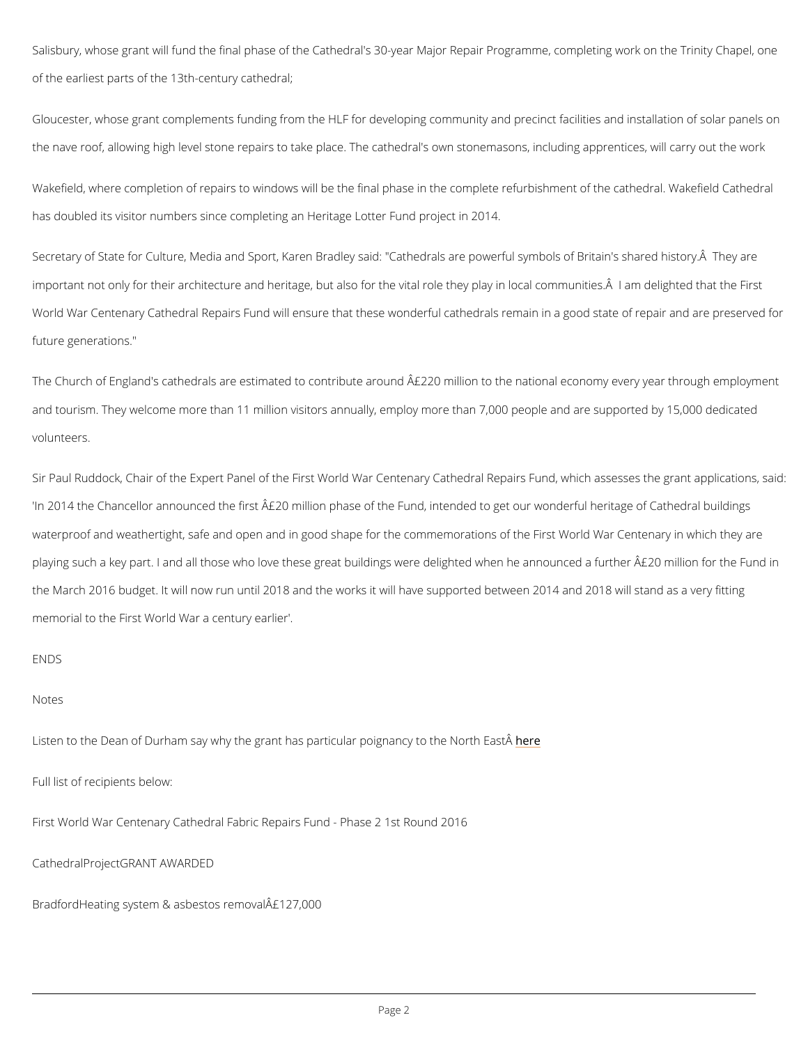Salisbury, whose grant will fund the final phase of the Cathedral's 30-year Major Repair Programme, completing work on the Trinity Chapel, one of the earliest parts of the 13th-century cathedral;

Gloucester, whose grant complements funding from the HLF for developing community and precinct facilities and installation of solar panels on the nave roof, allowing high level stone repairs to take place. The cathedral's own stonemasons, including apprentices, will carry out the work

Wakefield, where completion of repairs to windows will be the final phase in the complete refurbishment of the cathedral. Wakefield Cathedral has doubled its visitor numbers since completing an Heritage Lotter Fund project in 2014.

Secretary of State for Culture, Media and Sport, Karen Bradley said: "Cathedrals are powerful symbols of Britain's shared history.Â  They are important not only for their architecture and heritage, but also for the vital role they play in local communities.Â  I am delighted that the First World War Centenary Cathedral Repairs Fund will ensure that these wonderful cathedrals remain in a good state of repair and are preserved for future generations."

The Church of England's cathedrals are estimated to contribute around Â£220 million to the national economy every year through employment and tourism. They welcome more than 11 million visitors annually, employ more than 7,000 people and are supported by 15,000 dedicated volunteers.

Sir Paul Ruddock, Chair of the Expert Panel of the First World War Centenary Cathedral Repairs Fund, which assesses the grant applications, said: 'In 2014 the Chancellor announced the first Â£20 million phase of the Fund, intended to get our wonderful heritage of Cathedral buildings waterproof and weathertight, safe and open and in good shape for the commemorations of the First World War Centenary in which they are playing such a key part. I and all those who love these great buildings were delighted when he announced a further Â£20 million for the Fund in the March 2016 budget. It will now run until 2018 and the works it will have supported between 2014 and 2018 will stand as a very fitting memorial to the First World War a century earlier'.

ENDS

Notes

Listen to the Dean of Durham say why the grant has particular poignancy to the North EastÂ here

Full list of recipients below:

First World War Centenary Cathedral Fabric Repairs Fund - Phase 2 1st Round 2016

CathedralProjectGRANT AWARDED

BradfordHeating system & asbestos removalÂ£127,000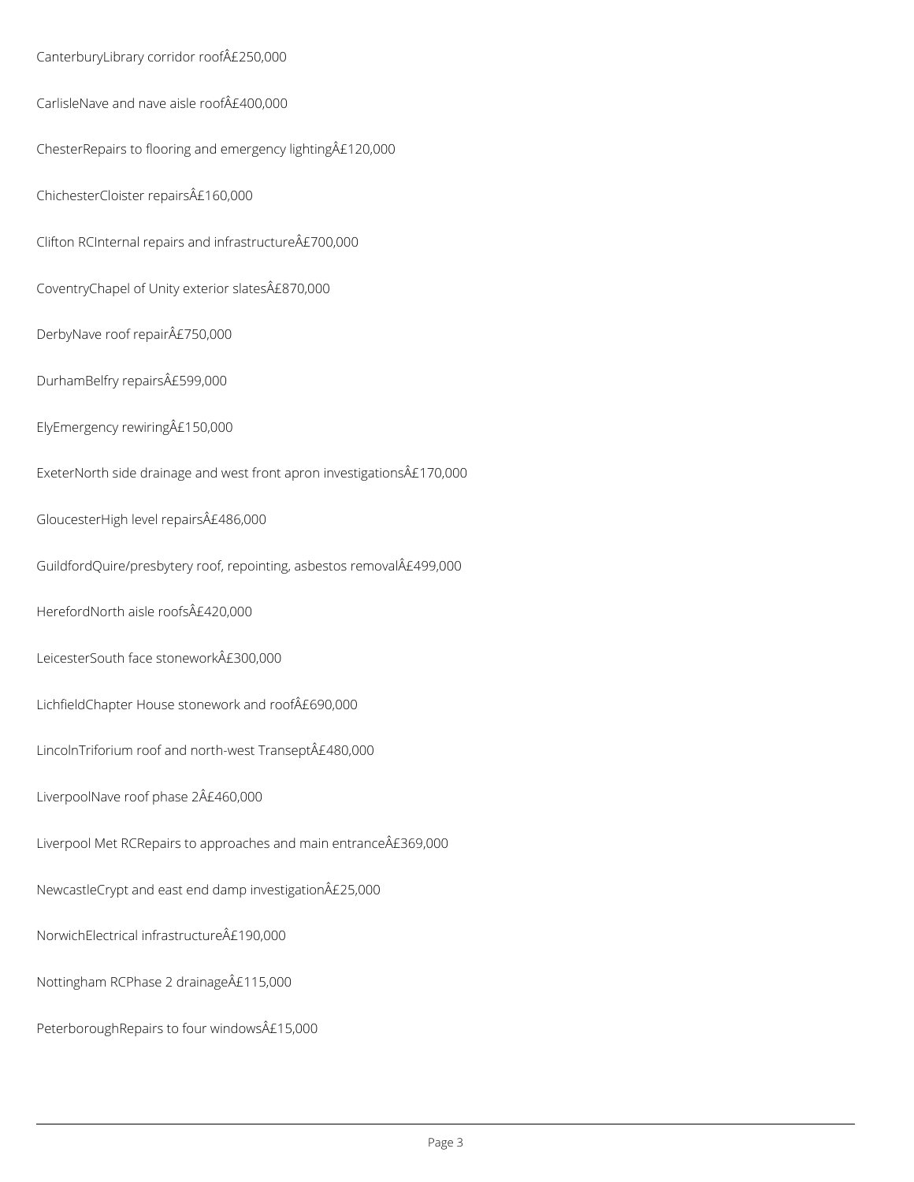CanterburyLibrary corridor roofÂ£250,000

CarlisleNave and nave aisle roofÂ£400,000

ChesterRepairs to flooring and emergency lightingÂ£120,000

ChichesterCloister repairsÂ£160,000

Clifton RCInternal repairs and infrastructureÂ£700,000

CoventryChapel of Unity exterior slatesÂ£870,000

DerbyNave roof repairÂ£750,000

DurhamBelfry repairsÂ£599,000

ElyEmergency rewiringÂ£150,000

ExeterNorth side drainage and west front apron investigationsÂ£170,000

GloucesterHigh level repairsÂ£486,000

GuildfordQuire/presbytery roof, repointing, asbestos removalÂ£499,000

HerefordNorth aisle roofsÂ£420,000

LeicesterSouth face stoneworkÂ£300,000

LichfieldChapter House stonework and roofÂ£690,000

LincolnTriforium roof and north-west TranseptÂ£480,000

LiverpoolNave roof phase 2Â£460,000

Liverpool Met RCRepairs to approaches and main entranceÂ£369,000

NewcastleCrypt and east end damp investigationÂ£25,000

NorwichElectrical infrastructureÂ£190,000

Nottingham RCPhase 2 drainageÂ£115,000

PeterboroughRepairs to four windowsÂ£15,000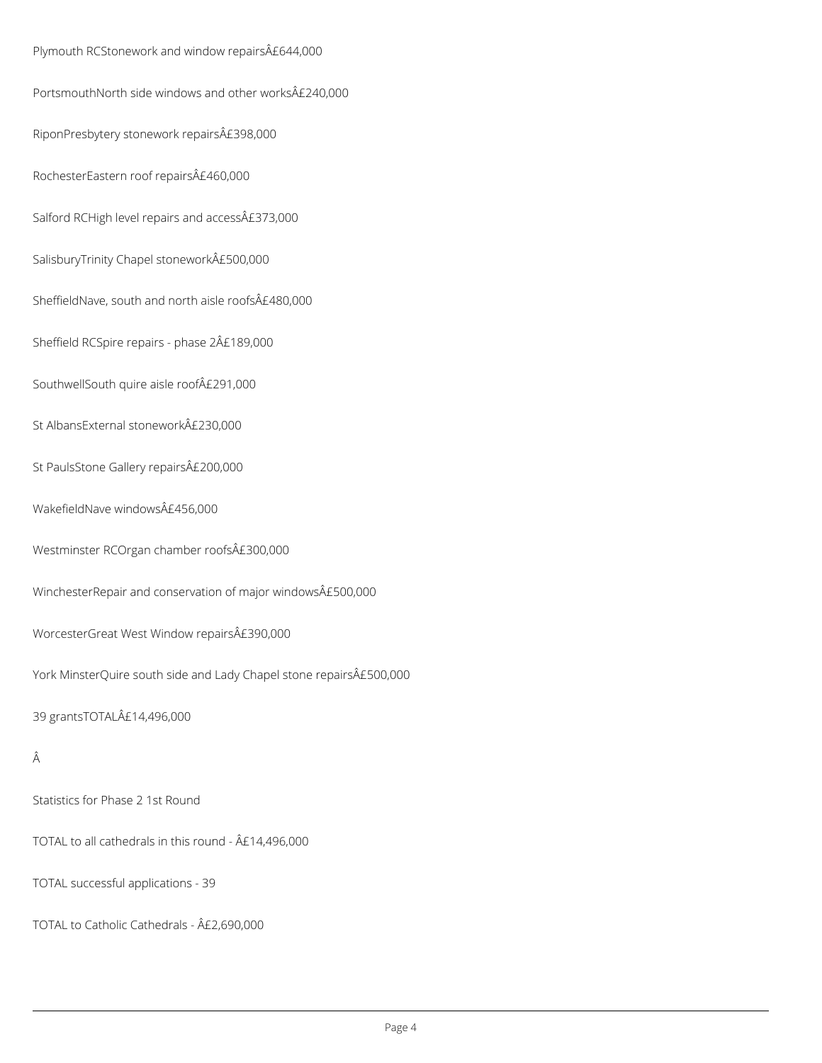Plymouth RCStonework and window repairsÂ£644,000

PortsmouthNorth side windows and other worksÂ£240,000

RiponPresbytery stonework repairsÂ£398,000

RochesterEastern roof repairsÂ£460,000

Salford RCHigh level repairs and accessÂ£373,000

SalisburyTrinity Chapel stoneworkÂ£500,000

SheffieldNave, south and north aisle roofsÂ£480,000

Sheffield RCSpire repairs - phase 2Â£189,000

SouthwellSouth quire aisle roofÂ£291,000

St AlbansExternal stoneworkÂ£230,000

St PaulsStone Gallery repairsÂ£200,000

WakefieldNave windowsÂ£456,000

Westminster RCOrgan chamber roofsÂ£300,000

WinchesterRepair and conservation of major windowsÂ£500,000

WorcesterGreat West Window repairsÂ£390,000

York MinsterQuire south side and Lady Chapel stone repairsÂ£500,000

39 grantsTOTALÂ£14,496,000

Â

Statistics for Phase 2 1st Round

TOTAL to all cathedrals in this round - Â£14,496,000

TOTAL successful applications - 39

TOTAL to Catholic Cathedrals - Â£2,690,000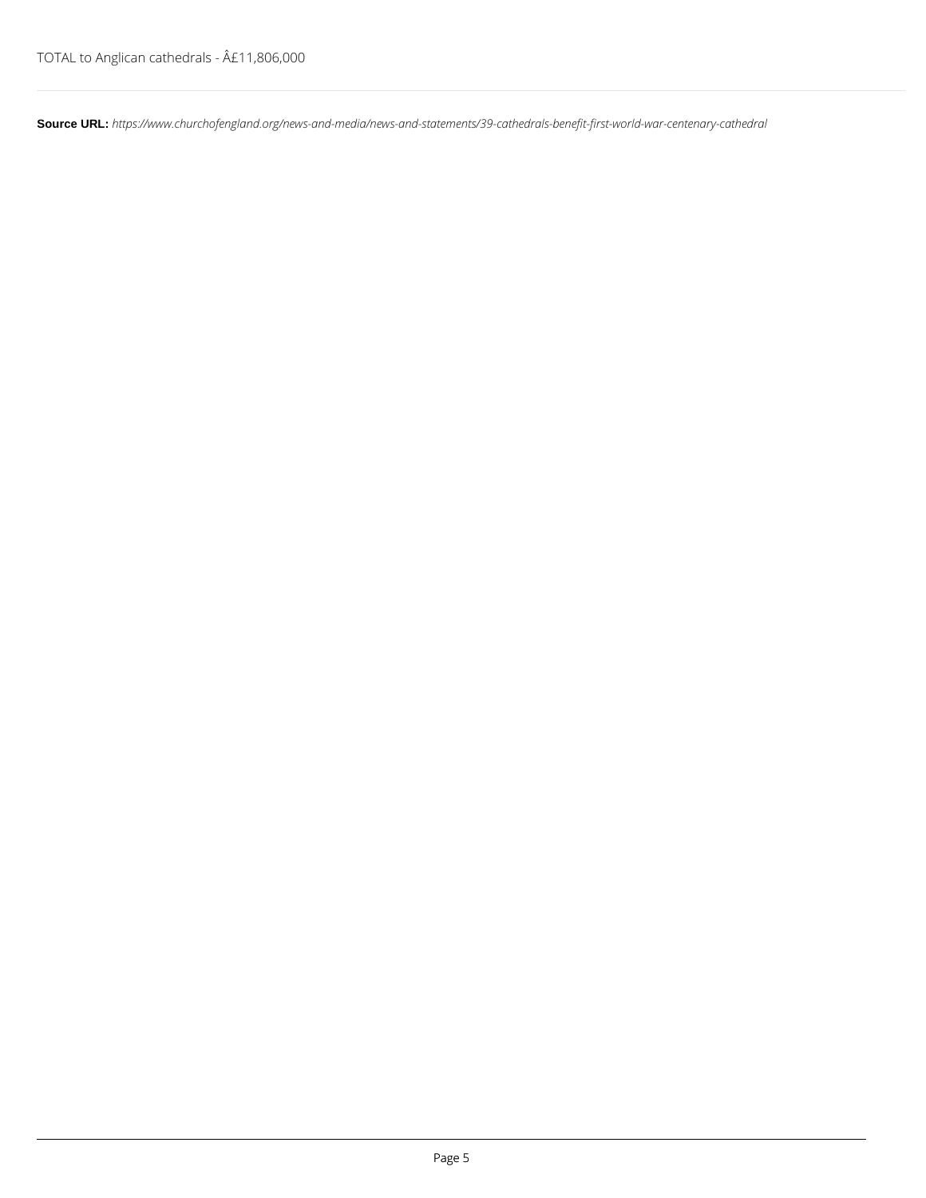TOTAL to Anglican cathedrals - Â£11,806,000

---

**Source URL:** *https://www.churchofengland.org/news-and-media/news-and-statements/39-cathedrals-benefit-first-world-war-centenary-cathedral*